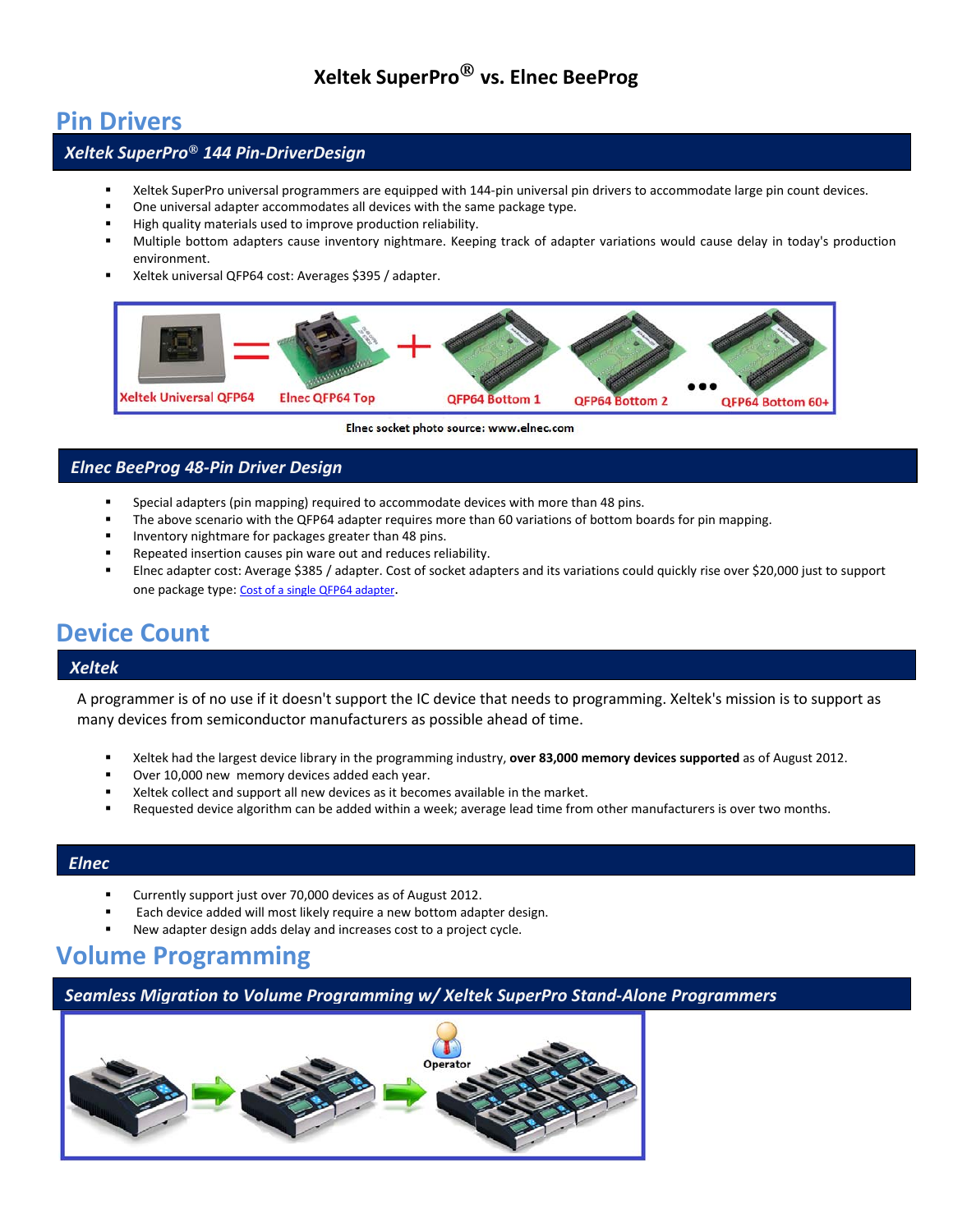# Xeltek SuperPro® vs. Elnec BeeProg

## Pin Drivers

### *Xeltek SuperPro® 144 Pin-DriverDesign*

- Xeltek SuperPro universal programmers are equipped with 144-pin universal pin drivers to accommodate large pin count devices.
- One universal adapter accommodates all devices with the same package type.
- High quality materials used to improve production reliability.
- Multiple bottom adapters cause inventory nightmare. Keeping track of adapter variations would cause delay in today's production environment.
- Xeltek universal QFP64 cost: Averages $395 / adapter.

Xeltek Universal QFP64 = Elnec QFP64 Top + QFP64 Bottom 1, QFP64 Bottom 2 ... QFP64 Bottom 60+

Elnec socket photo source: www.elnec.com

### *Elnec BeeProg 48-Pin Driver Design*

- Special adapters (pin mapping) required to accommodate devices with more than 48 pins.
- The above scenario with the QFP64 adapter requires more than 60 variations of bottom boards for pin mapping.
- Inventory nightmare for packages greater than 48 pins.
- Repeated insertion causes pin ware out and reduces reliability.
- Elnec adapter cost: Average $385 / adapter. Cost of socket adapters and its variations could quickly rise over $20,000 just to support one package type: Cost of a single QFP64 adapter.

## Device Count

### *Xeltek*

A programmer is of no use if it doesn't support the IC device that needs to programming. Xeltek's mission is to support as many devices from semiconductor manufacturers as possible ahead of time.

- Xeltek had the largest device library in the programming industry, **over 83,000 memory devices supported** as of August 2012.
- Over 10,000 new memory devices added each year.
- Xeltek collect and support all new devices as it becomes available in the market.
- Requested device algorithm can be added within a week; average lead time from other manufacturers is over two months.

### *Elnec*

- Currently support just over 70,000 devices as of August 2012.
- Each device added will most likely require a new bottom adapter design.
- New adapter design adds delay and increases cost to a project cycle.

## Volume Programming

### *Seamless Migration to Volume Programming w/ Xeltek SuperPro Stand-Alone Programmers*

Operator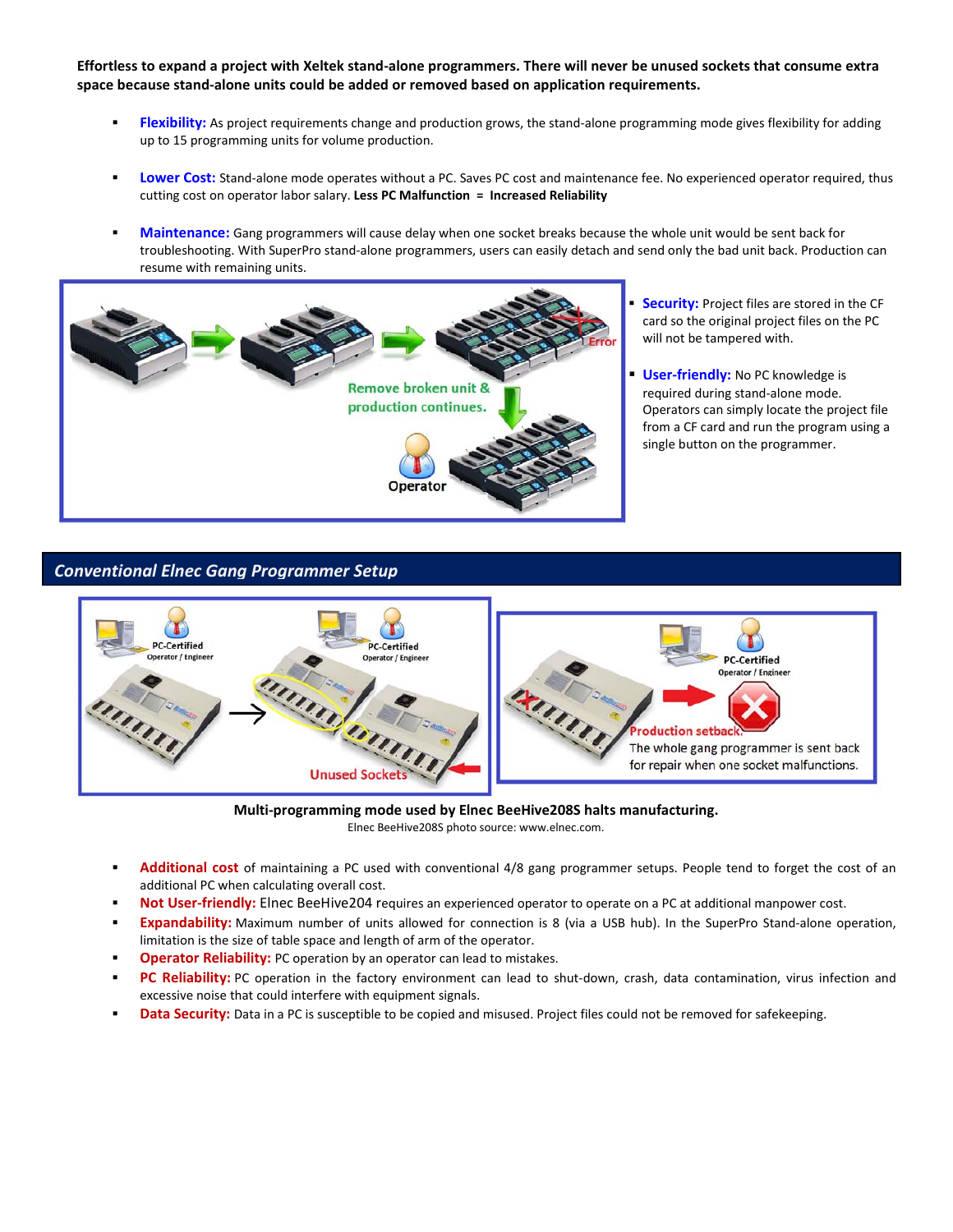**Effortless to expand a project with Xeltek stand-alone programmers. There will never be unused sockets that consume extra space because stand-alone units could be added or removed based on application requirements.**

- **Flexibility:** As project requirements change and production grows, the stand-alone programming mode gives flexibility for adding up to 15 programming units for volume production.
- **Lower Cost:** Stand-alone mode operates without a PC. Saves PC cost and maintenance fee. No experienced operator required, thus cutting cost on operator labor salary. **Less PC Malfunction = Increased Reliability**
- **Maintenance:** Gang programmers will cause delay when one socket breaks because the whole unit would be sent back for troubleshooting. With SuperPro stand-alone programmers, users can easily detach and send only the bad unit back. Production can resume with remaining units.

Error

Remove broken unit & production continues.

Operator

- **Security:** Project files are stored in the CF card so the original project files on the PC will not be tampered with.
- **User-friendly:** No PC knowledge is required during stand-alone mode. Operators can simply locate the project file from a CF card and run the program using a single button on the programmer.

## *Conventional Elnec Gang Programmer Setup*

PC-Certified Operator / Engineer

PC-Certified Operator / Engineer

Unused Sockets

PC-Certified Operator / Engineer

Production setback.

The whole gang programmer is sent back for repair when one socket malfunctions.

**Multi-programming mode used by Elnec BeeHive208S halts manufacturing.**

Elnec BeeHive208S photo source: www.elnec.com.

- **Additional cost** of maintaining a PC used with conventional 4/8 gang programmer setups. People tend to forget the cost of an additional PC when calculating overall cost.
- **Not User-friendly:** Elnec BeeHive204 requires an experienced operator to operate on a PC at additional manpower cost.
- **Expandability:** Maximum number of units allowed for connection is 8 (via a USB hub). In the SuperPro Stand-alone operation, limitation is the size of table space and length of arm of the operator.
- **Operator Reliability:** PC operation by an operator can lead to mistakes.
- **PC Reliability:** PC operation in the factory environment can lead to shut-down, crash, data contamination, virus infection and excessive noise that could interfere with equipment signals.
- **Data Security:** Data in a PC is susceptible to be copied and misused. Project files could not be removed for safekeeping.